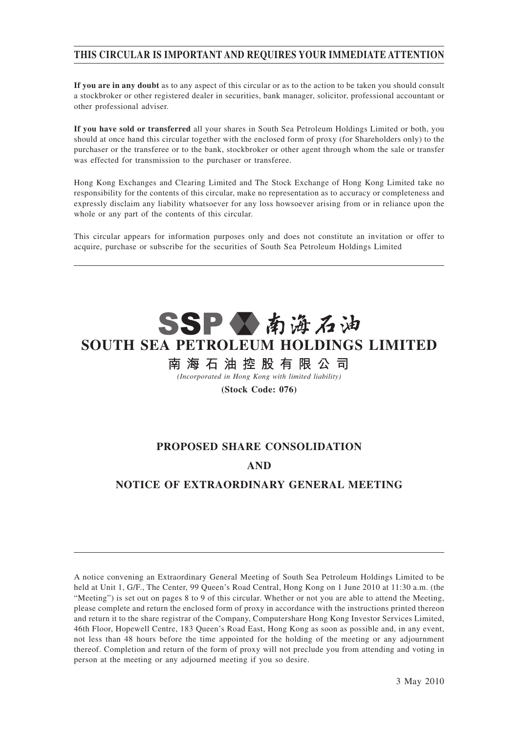# THIS CIRCULAR IS IMPORTANT AND REQUIRES YOUR IMMEDIATE ATTENTION

**If you are in any doubt** as to any aspect of this circular or as to the action to be taken you should consult a stockbroker or other registered dealer in securities, bank manager, solicitor, professional accountant or other professional adviser.

**If you have sold or transferred** all your shares in South Sea Petroleum Holdings Limited or both, you should at once hand this circular together with the enclosed form of proxy (for Shareholders only) to the purchaser or the transferee or to the bank, stockbroker or other agent through whom the sale or transfer was effected for transmission to the purchaser or transferee.

Hong Kong Exchanges and Clearing Limited and The Stock Exchange of Hong Kong Limited take no responsibility for the contents of this circular, make no representation as to accuracy or completeness and expressly disclaim any liability whatsoever for any loss howsoever arising from or in reliance upon the whole or any part of the contents of this circular.

This circular appears for information purposes only and does not constitute an invitation or offer to acquire, purchase or subscribe for the securities of South Sea Petroleum Holdings Limited

---

SSP 南海石油

# SOUTH SEA PETROLEUM HOLDINGS LIMITED

## 南 海 石 油 控 股 有 限 公 司

*(Incorporated in Hong Kong with limited liability)*

**(Stock Code: 076)**

## PROPOSED SHARE CONSOLIDATION
## AND
## NOTICE OF EXTRAORDINARY GENERAL MEETING

---

A notice convening an Extraordinary General Meeting of South Sea Petroleum Holdings Limited to be held at Unit 1, G/F., The Center, 99 Queen's Road Central, Hong Kong on 1 June 2010 at 11:30 a.m. (the "Meeting") is set out on pages 8 to 9 of this circular. Whether or not you are able to attend the Meeting, please complete and return the enclosed form of proxy in accordance with the instructions printed thereon and return it to the share registrar of the Company, Computershare Hong Kong Investor Services Limited, 46th Floor, Hopewell Centre, 183 Queen's Road East, Hong Kong as soon as possible and, in any event, not less than 48 hours before the time appointed for the holding of the meeting or any adjournment thereof. Completion and return of the form of proxy will not preclude you from attending and voting in person at the meeting or any adjourned meeting if you so desire.

3 May 2010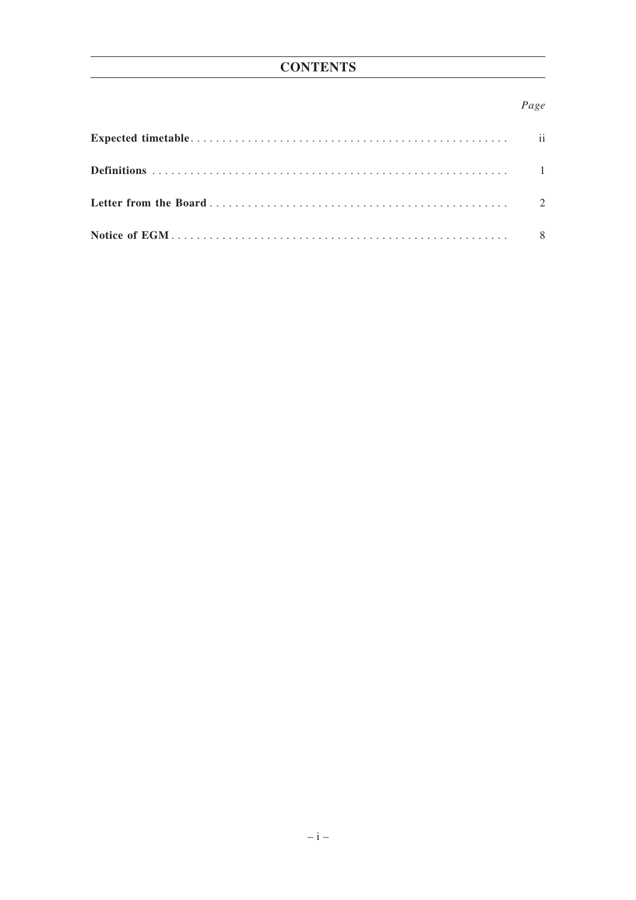# CONTENTS

| | *Page* |
|---|---|
| **Expected timetable** | ii |
| **Definitions** | 1 |
| **Letter from the Board** | 2 |
| **Notice of EGM** | 8 |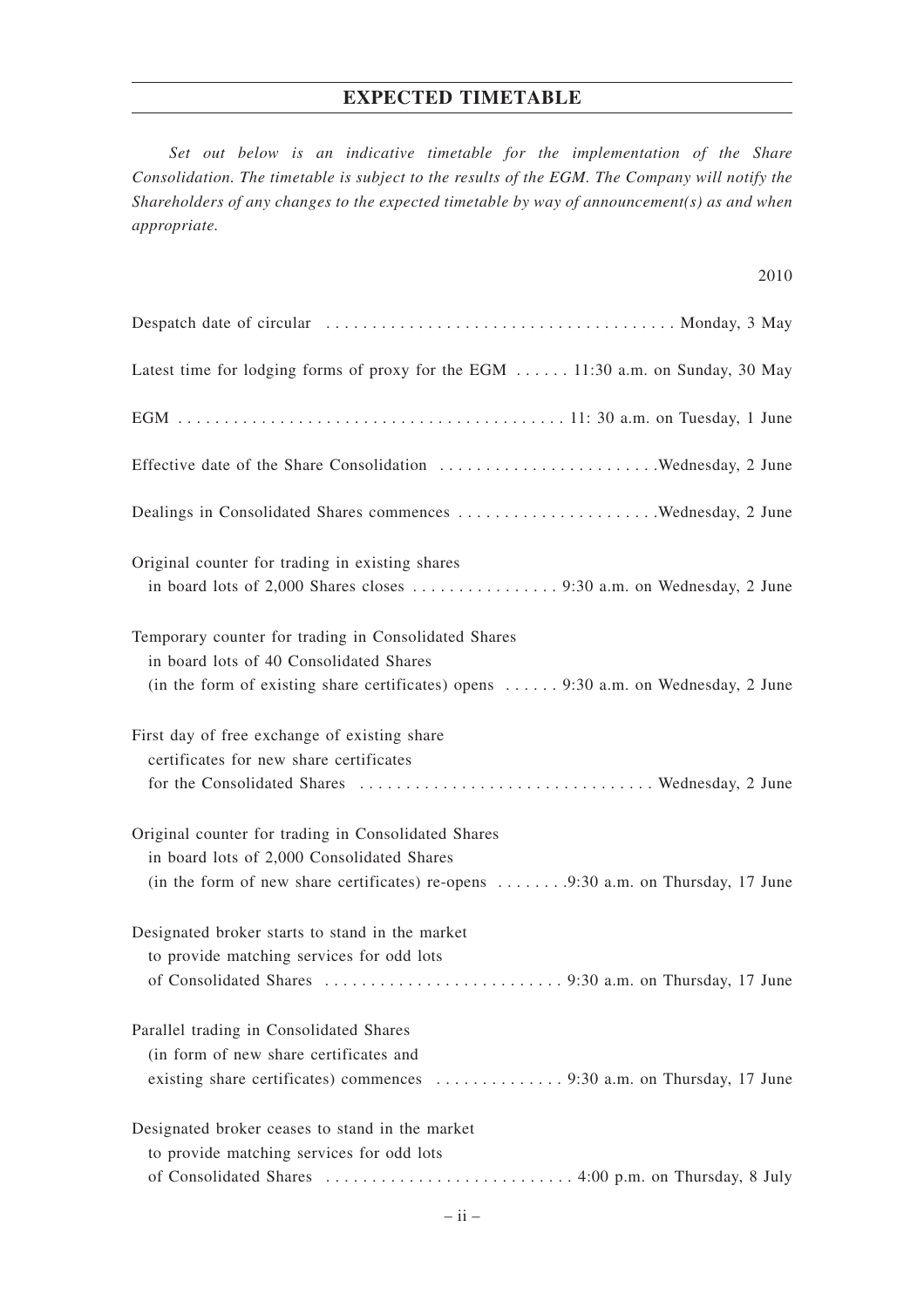## EXPECTED TIMETABLE

*Set out below is an indicative timetable for the implementation of the Share Consolidation. The timetable is subject to the results of the EGM. The Company will notify the Shareholders of any changes to the expected timetable by way of announcement(s) as and when appropriate.*

| | 2010 |
|---|---|
| Despatch date of circular | Monday, 3 May |
| Latest time for lodging forms of proxy for the EGM | 11:30 a.m. on Sunday, 30 May |
| EGM | 11: 30 a.m. on Tuesday, 1 June |
| Effective date of the Share Consolidation | Wednesday, 2 June |
| Dealings in Consolidated Shares commences | Wednesday, 2 June |
| Original counter for trading in existing shares in board lots of 2,000 Shares closes | 9:30 a.m. on Wednesday, 2 June |
| Temporary counter for trading in Consolidated Shares in board lots of 40 Consolidated Shares (in the form of existing share certificates) opens | 9:30 a.m. on Wednesday, 2 June |
| First day of free exchange of existing share certificates for new share certificates for the Consolidated Shares | Wednesday, 2 June |
| Original counter for trading in Consolidated Shares in board lots of 2,000 Consolidated Shares (in the form of new share certificates) re-opens | 9:30 a.m. on Thursday, 17 June |
| Designated broker starts to stand in the market to provide matching services for odd lots of Consolidated Shares | 9:30 a.m. on Thursday, 17 June |
| Parallel trading in Consolidated Shares (in form of new share certificates and existing share certificates) commences | 9:30 a.m. on Thursday, 17 June |
| Designated broker ceases to stand in the market to provide matching services for odd lots of Consolidated Shares | 4:00 p.m. on Thursday, 8 July |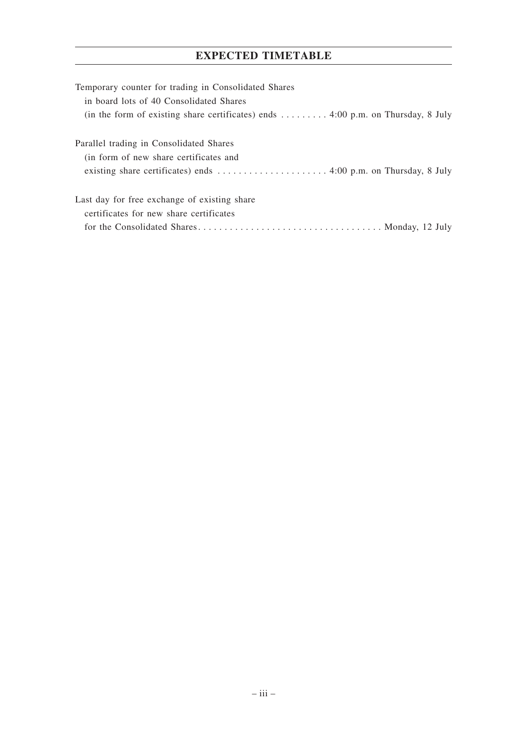## EXPECTED TIMETABLE

Temporary counter for trading in Consolidated Shares in board lots of 40 Consolidated Shares (in the form of existing share certificates) ends . . . . . . . . . 4:00 p.m. on Thursday, 8 July

Parallel trading in Consolidated Shares (in form of new share certificates and existing share certificates) ends . . . . . . . . . . . . . . . . . . . . . 4:00 p.m. on Thursday, 8 July

Last day for free exchange of existing share certificates for new share certificates for the Consolidated Shares. . . . . . . . . . . . . . . . . . . . . . . . . . . . . . . . . . . . Monday, 12 July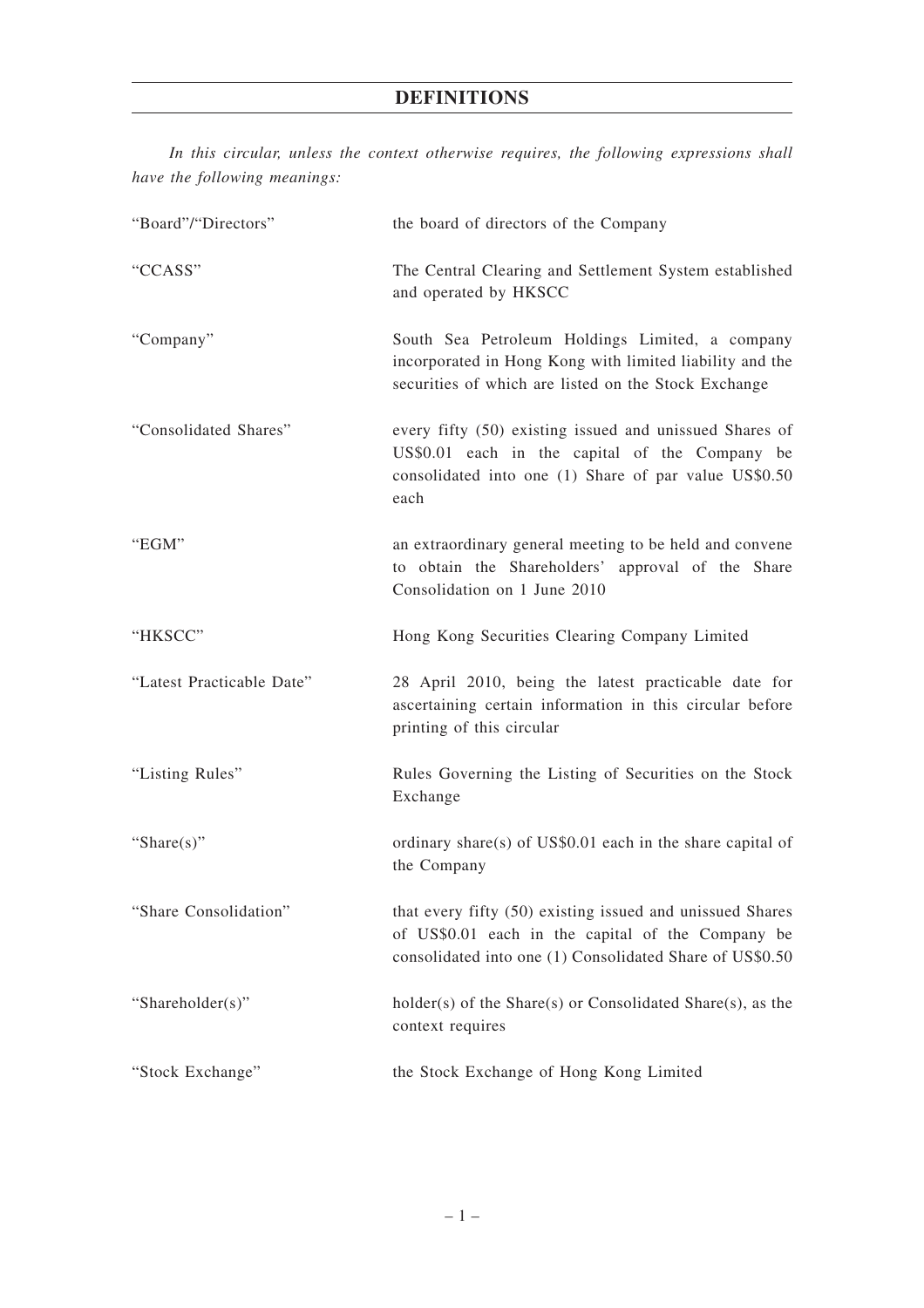# DEFINITIONS

*In this circular, unless the context otherwise requires, the following expressions shall have the following meanings:*

| | |
|---|---|
| "Board"/"Directors" | the board of directors of the Company |
| "CCASS" | The Central Clearing and Settlement System established and operated by HKSCC |
| "Company" | South Sea Petroleum Holdings Limited, a company incorporated in Hong Kong with limited liability and the securities of which are listed on the Stock Exchange |
| "Consolidated Shares" | every fifty (50) existing issued and unissued Shares of US$0.01 each in the capital of the Company be consolidated into one (1) Share of par value US$0.50 each |
| "EGM" | an extraordinary general meeting to be held and convene to obtain the Shareholders' approval of the Share Consolidation on 1 June 2010 |
| "HKSCC" | Hong Kong Securities Clearing Company Limited |
| "Latest Practicable Date" | 28 April 2010, being the latest practicable date for ascertaining certain information in this circular before printing of this circular |
| "Listing Rules" | Rules Governing the Listing of Securities on the Stock Exchange |
| "Share(s)" | ordinary share(s) of US$0.01 each in the share capital of the Company |
| "Share Consolidation" | that every fifty (50) existing issued and unissued Shares of US$0.01 each in the capital of the Company be consolidated into one (1) Consolidated Share of US$0.50 |
| "Shareholder(s)" | holder(s) of the Share(s) or Consolidated Share(s), as the context requires |
| "Stock Exchange" | the Stock Exchange of Hong Kong Limited |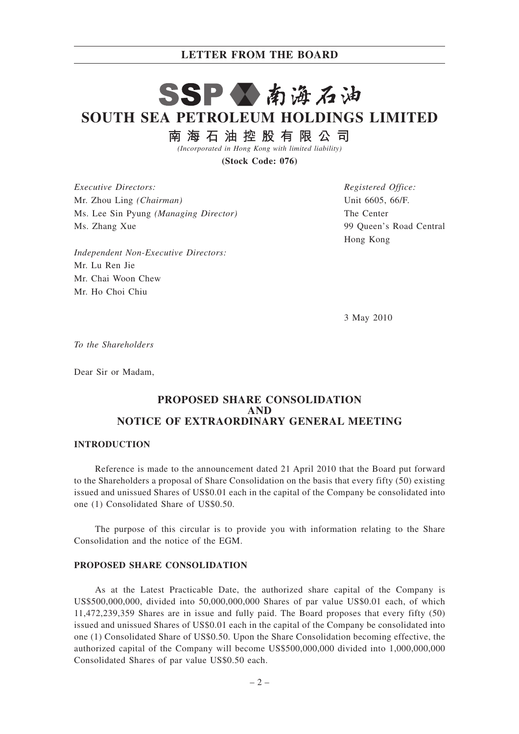# SSP 南海石油

# SOUTH SEA PETROLEUM HOLDINGS LIMITED

## 南海石油控股有限公司

*(Incorporated in Hong Kong with limited liability)*

**(Stock Code: 076)**

*Executive Directors:*
Mr. Zhou Ling *(Chairman)*
Ms. Lee Sin Pyung *(Managing Director)*
Ms. Zhang Xue

*Independent Non-Executive Directors:*
Mr. Lu Ren Jie
Mr. Chai Woon Chew
Mr. Ho Choi Chiu

*Registered Office:*
Unit 6605, 66/F.
The Center
99 Queen's Road Central
Hong Kong

3 May 2010

*To the Shareholders*

Dear Sir or Madam,

### PROPOSED SHARE CONSOLIDATION AND NOTICE OF EXTRAORDINARY GENERAL MEETING

#### INTRODUCTION

Reference is made to the announcement dated 21 April 2010 that the Board put forward to the Shareholders a proposal of Share Consolidation on the basis that every fifty (50) existing issued and unissued Shares of US$0.01 each in the capital of the Company be consolidated into one (1) Consolidated Share of US$0.50.

The purpose of this circular is to provide you with information relating to the Share Consolidation and the notice of the EGM.

#### PROPOSED SHARE CONSOLIDATION

As at the Latest Practicable Date, the authorized share capital of the Company is US$500,000,000, divided into 50,000,000,000 Shares of par value US$0.01 each, of which 11,472,239,359 Shares are in issue and fully paid. The Board proposes that every fifty (50) issued and unissued Shares of US$0.01 each in the capital of the Company be consolidated into one (1) Consolidated Share of US$0.50. Upon the Share Consolidation becoming effective, the authorized capital of the Company will become US$500,000,000 divided into 1,000,000,000 Consolidated Shares of par value US$0.50 each.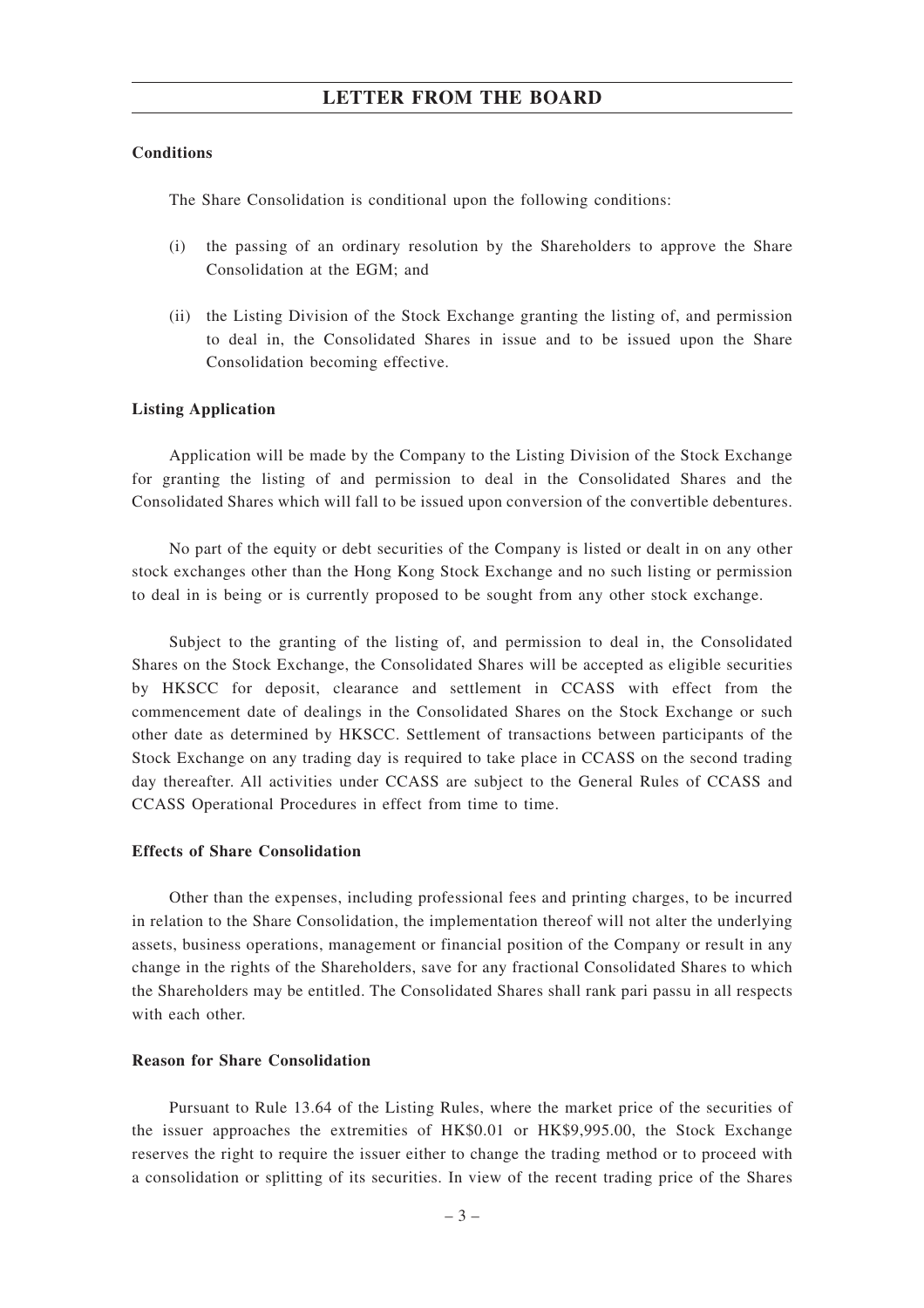**Conditions**

The Share Consolidation is conditional upon the following conditions:

(i) the passing of an ordinary resolution by the Shareholders to approve the Share Consolidation at the EGM; and

(ii) the Listing Division of the Stock Exchange granting the listing of, and permission to deal in, the Consolidated Shares in issue and to be issued upon the Share Consolidation becoming effective.

**Listing Application**

Application will be made by the Company to the Listing Division of the Stock Exchange for granting the listing of and permission to deal in the Consolidated Shares and the Consolidated Shares which will fall to be issued upon conversion of the convertible debentures.

No part of the equity or debt securities of the Company is listed or dealt in on any other stock exchanges other than the Hong Kong Stock Exchange and no such listing or permission to deal in is being or is currently proposed to be sought from any other stock exchange.

Subject to the granting of the listing of, and permission to deal in, the Consolidated Shares on the Stock Exchange, the Consolidated Shares will be accepted as eligible securities by HKSCC for deposit, clearance and settlement in CCASS with effect from the commencement date of dealings in the Consolidated Shares on the Stock Exchange or such other date as determined by HKSCC. Settlement of transactions between participants of the Stock Exchange on any trading day is required to take place in CCASS on the second trading day thereafter. All activities under CCASS are subject to the General Rules of CCASS and CCASS Operational Procedures in effect from time to time.

**Effects of Share Consolidation**

Other than the expenses, including professional fees and printing charges, to be incurred in relation to the Share Consolidation, the implementation thereof will not alter the underlying assets, business operations, management or financial position of the Company or result in any change in the rights of the Shareholders, save for any fractional Consolidated Shares to which the Shareholders may be entitled. The Consolidated Shares shall rank pari passu in all respects with each other.

**Reason for Share Consolidation**

Pursuant to Rule 13.64 of the Listing Rules, where the market price of the securities of the issuer approaches the extremities of HK$0.01 or HK$9,995.00, the Stock Exchange reserves the right to require the issuer either to change the trading method or to proceed with a consolidation or splitting of its securities. In view of the recent trading price of the Shares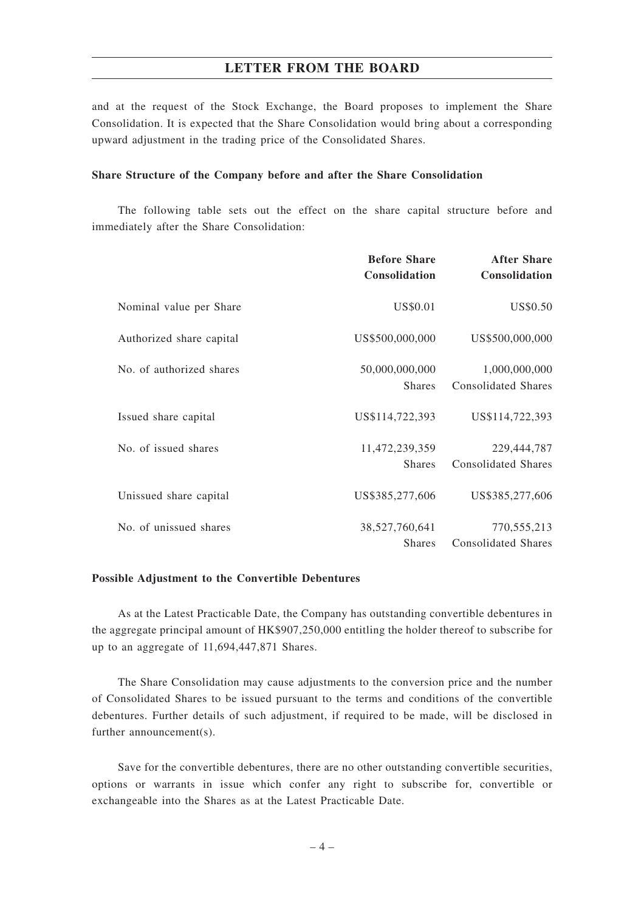and at the request of the Stock Exchange, the Board proposes to implement the Share Consolidation. It is expected that the Share Consolidation would bring about a corresponding upward adjustment in the trading price of the Consolidated Shares.

**Share Structure of the Company before and after the Share Consolidation**

The following table sets out the effect on the share capital structure before and immediately after the Share Consolidation:

| | **Before Share Consolidation** | **After Share Consolidation** |
|---|---|---|
| Nominal value per Share | US$0.01 | US$0.50 |
| Authorized share capital | US$500,000,000 | US$500,000,000 |
| No. of authorized shares | 50,000,000,000 Shares | 1,000,000,000 Consolidated Shares |
| Issued share capital | US$114,722,393 | US$114,722,393 |
| No. of issued shares | 11,472,239,359 Shares | 229,444,787 Consolidated Shares |
| Unissued share capital | US$385,277,606 | US$385,277,606 |
| No. of unissued shares | 38,527,760,641 Shares | 770,555,213 Consolidated Shares |

**Possible Adjustment to the Convertible Debentures**

As at the Latest Practicable Date, the Company has outstanding convertible debentures in the aggregate principal amount of HK$907,250,000 entitling the holder thereof to subscribe for up to an aggregate of 11,694,447,871 Shares.

The Share Consolidation may cause adjustments to the conversion price and the number of Consolidated Shares to be issued pursuant to the terms and conditions of the convertible debentures. Further details of such adjustment, if required to be made, will be disclosed in further announcement(s).

Save for the convertible debentures, there are no other outstanding convertible securities, options or warrants in issue which confer any right to subscribe for, convertible or exchangeable into the Shares as at the Latest Practicable Date.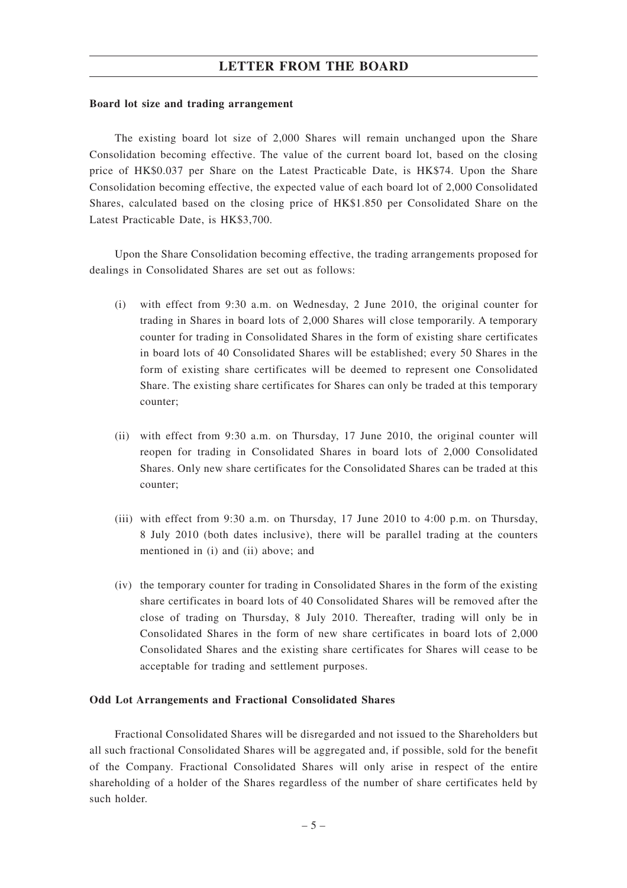**Board lot size and trading arrangement**

The existing board lot size of 2,000 Shares will remain unchanged upon the Share Consolidation becoming effective. The value of the current board lot, based on the closing price of HK$0.037 per Share on the Latest Practicable Date, is HK$74. Upon the Share Consolidation becoming effective, the expected value of each board lot of 2,000 Consolidated Shares, calculated based on the closing price of HK$1.850 per Consolidated Share on the Latest Practicable Date, is HK$3,700.

Upon the Share Consolidation becoming effective, the trading arrangements proposed for dealings in Consolidated Shares are set out as follows:

(i) with effect from 9:30 a.m. on Wednesday, 2 June 2010, the original counter for trading in Shares in board lots of 2,000 Shares will close temporarily. A temporary counter for trading in Consolidated Shares in the form of existing share certificates in board lots of 40 Consolidated Shares will be established; every 50 Shares in the form of existing share certificates will be deemed to represent one Consolidated Share. The existing share certificates for Shares can only be traded at this temporary counter;

(ii) with effect from 9:30 a.m. on Thursday, 17 June 2010, the original counter will reopen for trading in Consolidated Shares in board lots of 2,000 Consolidated Shares. Only new share certificates for the Consolidated Shares can be traded at this counter;

(iii) with effect from 9:30 a.m. on Thursday, 17 June 2010 to 4:00 p.m. on Thursday, 8 July 2010 (both dates inclusive), there will be parallel trading at the counters mentioned in (i) and (ii) above; and

(iv) the temporary counter for trading in Consolidated Shares in the form of the existing share certificates in board lots of 40 Consolidated Shares will be removed after the close of trading on Thursday, 8 July 2010. Thereafter, trading will only be in Consolidated Shares in the form of new share certificates in board lots of 2,000 Consolidated Shares and the existing share certificates for Shares will cease to be acceptable for trading and settlement purposes.

**Odd Lot Arrangements and Fractional Consolidated Shares**

Fractional Consolidated Shares will be disregarded and not issued to the Shareholders but all such fractional Consolidated Shares will be aggregated and, if possible, sold for the benefit of the Company. Fractional Consolidated Shares will only arise in respect of the entire shareholding of a holder of the Shares regardless of the number of share certificates held by such holder.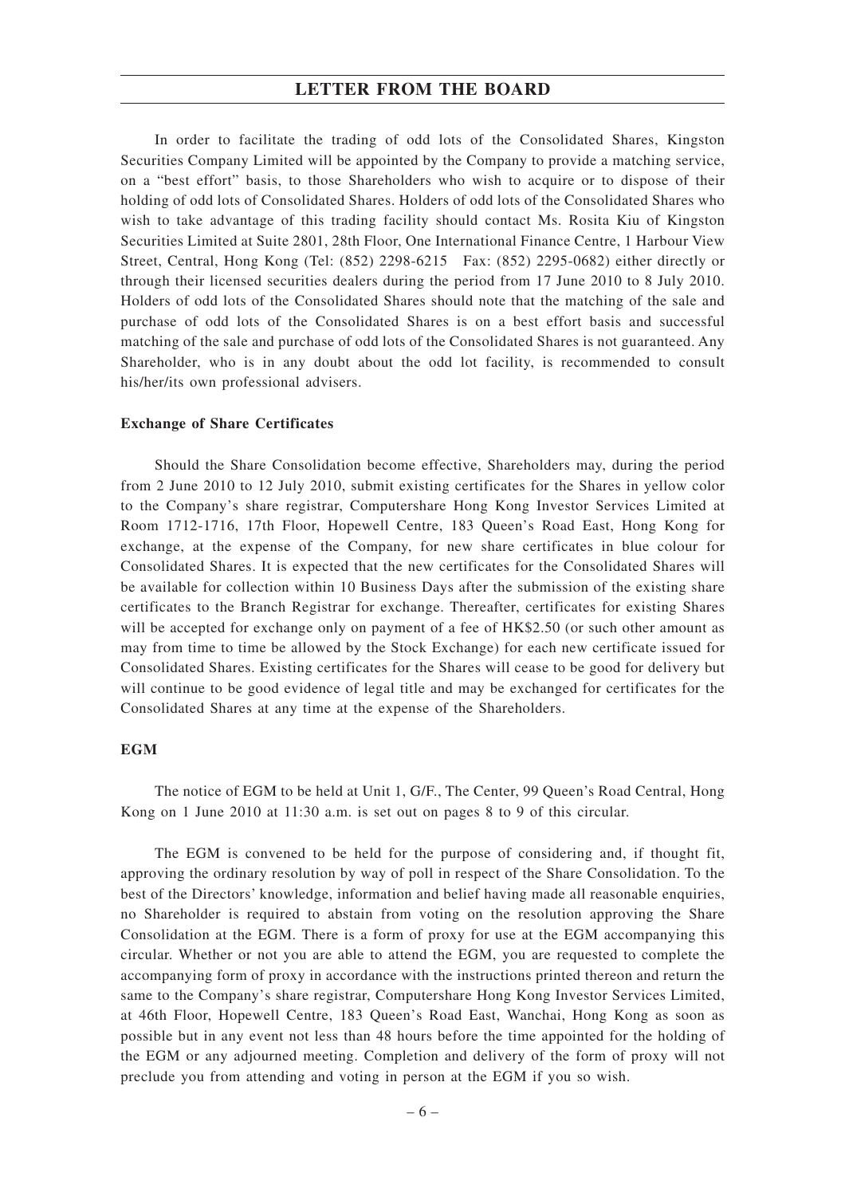In order to facilitate the trading of odd lots of the Consolidated Shares, Kingston Securities Company Limited will be appointed by the Company to provide a matching service, on a "best effort" basis, to those Shareholders who wish to acquire or to dispose of their holding of odd lots of Consolidated Shares. Holders of odd lots of the Consolidated Shares who wish to take advantage of this trading facility should contact Ms. Rosita Kiu of Kingston Securities Limited at Suite 2801, 28th Floor, One International Finance Centre, 1 Harbour View Street, Central, Hong Kong (Tel: (852) 2298-6215 Fax: (852) 2295-0682) either directly or through their licensed securities dealers during the period from 17 June 2010 to 8 July 2010. Holders of odd lots of the Consolidated Shares should note that the matching of the sale and purchase of odd lots of the Consolidated Shares is on a best effort basis and successful matching of the sale and purchase of odd lots of the Consolidated Shares is not guaranteed. Any Shareholder, who is in any doubt about the odd lot facility, is recommended to consult his/her/its own professional advisers.

**Exchange of Share Certificates**

Should the Share Consolidation become effective, Shareholders may, during the period from 2 June 2010 to 12 July 2010, submit existing certificates for the Shares in yellow color to the Company's share registrar, Computershare Hong Kong Investor Services Limited at Room 1712-1716, 17th Floor, Hopewell Centre, 183 Queen's Road East, Hong Kong for exchange, at the expense of the Company, for new share certificates in blue colour for Consolidated Shares. It is expected that the new certificates for the Consolidated Shares will be available for collection within 10 Business Days after the submission of the existing share certificates to the Branch Registrar for exchange. Thereafter, certificates for existing Shares will be accepted for exchange only on payment of a fee of HK$2.50 (or such other amount as may from time to time be allowed by the Stock Exchange) for each new certificate issued for Consolidated Shares. Existing certificates for the Shares will cease to be good for delivery but will continue to be good evidence of legal title and may be exchanged for certificates for the Consolidated Shares at any time at the expense of the Shareholders.

**EGM**

The notice of EGM to be held at Unit 1, G/F., The Center, 99 Queen's Road Central, Hong Kong on 1 June 2010 at 11:30 a.m. is set out on pages 8 to 9 of this circular.

The EGM is convened to be held for the purpose of considering and, if thought fit, approving the ordinary resolution by way of poll in respect of the Share Consolidation. To the best of the Directors' knowledge, information and belief having made all reasonable enquiries, no Shareholder is required to abstain from voting on the resolution approving the Share Consolidation at the EGM. There is a form of proxy for use at the EGM accompanying this circular. Whether or not you are able to attend the EGM, you are requested to complete the accompanying form of proxy in accordance with the instructions printed thereon and return the same to the Company's share registrar, Computershare Hong Kong Investor Services Limited, at 46th Floor, Hopewell Centre, 183 Queen's Road East, Wanchai, Hong Kong as soon as possible but in any event not less than 48 hours before the time appointed for the holding of the EGM or any adjourned meeting. Completion and delivery of the form of proxy will not preclude you from attending and voting in person at the EGM if you so wish.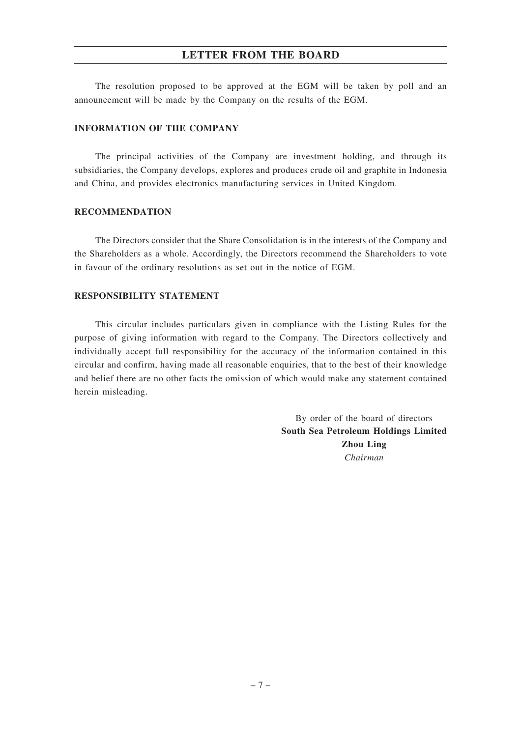The resolution proposed to be approved at the EGM will be taken by poll and an announcement will be made by the Company on the results of the EGM.

## INFORMATION OF THE COMPANY

The principal activities of the Company are investment holding, and through its subsidiaries, the Company develops, explores and produces crude oil and graphite in Indonesia and China, and provides electronics manufacturing services in United Kingdom.

## RECOMMENDATION

The Directors consider that the Share Consolidation is in the interests of the Company and the Shareholders as a whole. Accordingly, the Directors recommend the Shareholders to vote in favour of the ordinary resolutions as set out in the notice of EGM.

## RESPONSIBILITY STATEMENT

This circular includes particulars given in compliance with the Listing Rules for the purpose of giving information with regard to the Company. The Directors collectively and individually accept full responsibility for the accuracy of the information contained in this circular and confirm, having made all reasonable enquiries, that to the best of their knowledge and belief there are no other facts the omission of which would make any statement contained herein misleading.

By order of the board of directors
**South Sea Petroleum Holdings Limited**
**Zhou Ling**
*Chairman*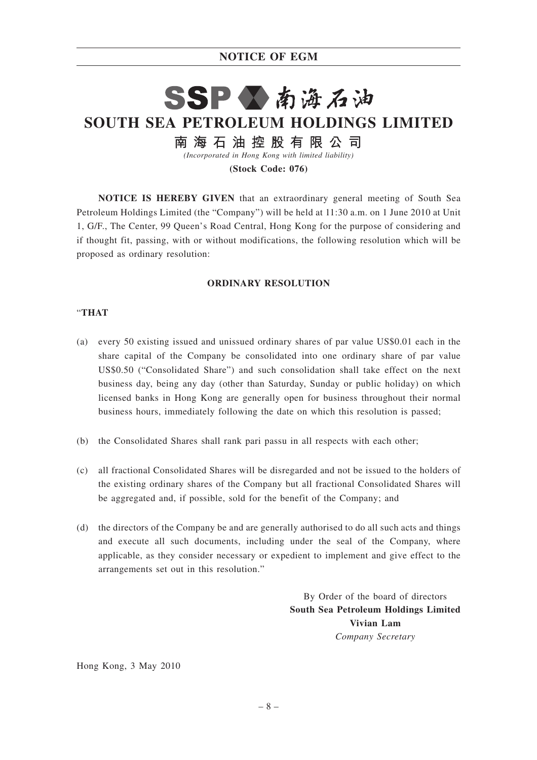# NOTICE OF EGM

SSP 南海石油

## SOUTH SEA PETROLEUM HOLDINGS LIMITED

## 南海石油控股有限公司

*(Incorporated in Hong Kong with limited liability)*

**(Stock Code: 076)**

**NOTICE IS HEREBY GIVEN** that an extraordinary general meeting of South Sea Petroleum Holdings Limited (the "Company") will be held at 11:30 a.m. on 1 June 2010 at Unit 1, G/F., The Center, 99 Queen's Road Central, Hong Kong for the purpose of considering and if thought fit, passing, with or without modifications, the following resolution which will be proposed as ordinary resolution:

**ORDINARY RESOLUTION**

"**THAT**

(a) every 50 existing issued and unissued ordinary shares of par value US$0.01 each in the share capital of the Company be consolidated into one ordinary share of par value US$0.50 ("Consolidated Share") and such consolidation shall take effect on the next business day, being any day (other than Saturday, Sunday or public holiday) on which licensed banks in Hong Kong are generally open for business throughout their normal business hours, immediately following the date on which this resolution is passed;

(b) the Consolidated Shares shall rank pari passu in all respects with each other;

(c) all fractional Consolidated Shares will be disregarded and not be issued to the holders of the existing ordinary shares of the Company but all fractional Consolidated Shares will be aggregated and, if possible, sold for the benefit of the Company; and

(d) the directors of the Company be and are generally authorised to do all such acts and things and execute all such documents, including under the seal of the Company, where applicable, as they consider necessary or expedient to implement and give effect to the arrangements set out in this resolution."

By Order of the board of directors
**South Sea Petroleum Holdings Limited**
**Vivian Lam**
*Company Secretary*

Hong Kong, 3 May 2010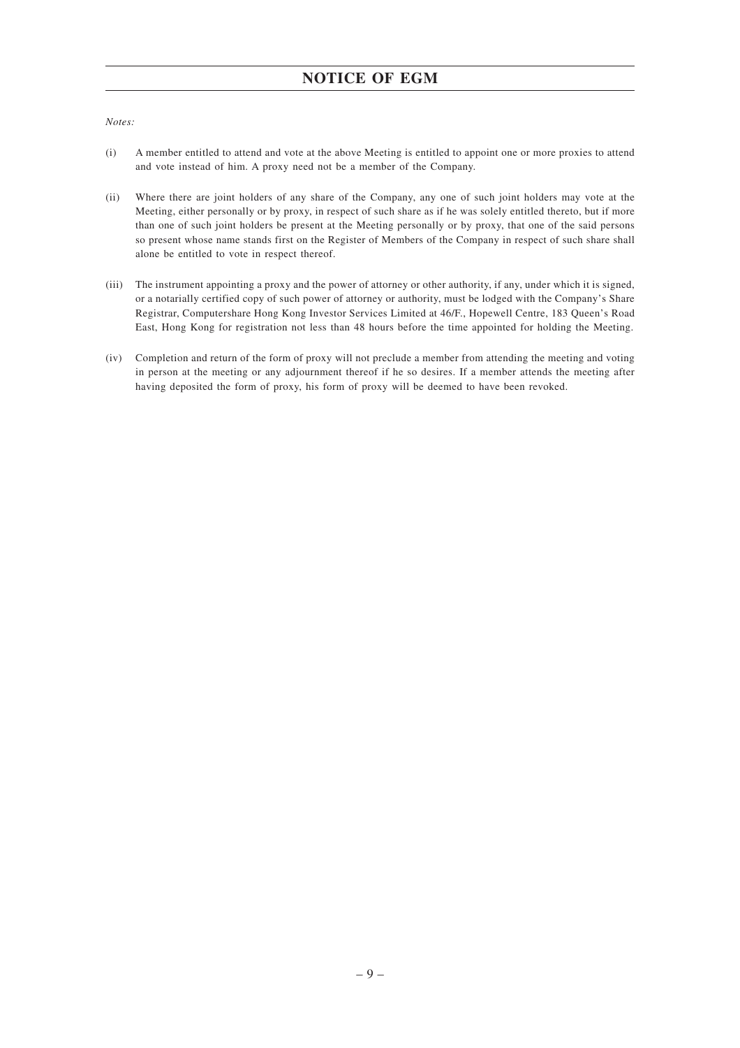*Notes:*

(i) A member entitled to attend and vote at the above Meeting is entitled to appoint one or more proxies to attend and vote instead of him. A proxy need not be a member of the Company.

(ii) Where there are joint holders of any share of the Company, any one of such joint holders may vote at the Meeting, either personally or by proxy, in respect of such share as if he was solely entitled thereto, but if more than one of such joint holders be present at the Meeting personally or by proxy, that one of the said persons so present whose name stands first on the Register of Members of the Company in respect of such share shall alone be entitled to vote in respect thereof.

(iii) The instrument appointing a proxy and the power of attorney or other authority, if any, under which it is signed, or a notarially certified copy of such power of attorney or authority, must be lodged with the Company's Share Registrar, Computershare Hong Kong Investor Services Limited at 46/F., Hopewell Centre, 183 Queen's Road East, Hong Kong for registration not less than 48 hours before the time appointed for holding the Meeting.

(iv) Completion and return of the form of proxy will not preclude a member from attending the meeting and voting in person at the meeting or any adjournment thereof if he so desires. If a member attends the meeting after having deposited the form of proxy, his form of proxy will be deemed to have been revoked.